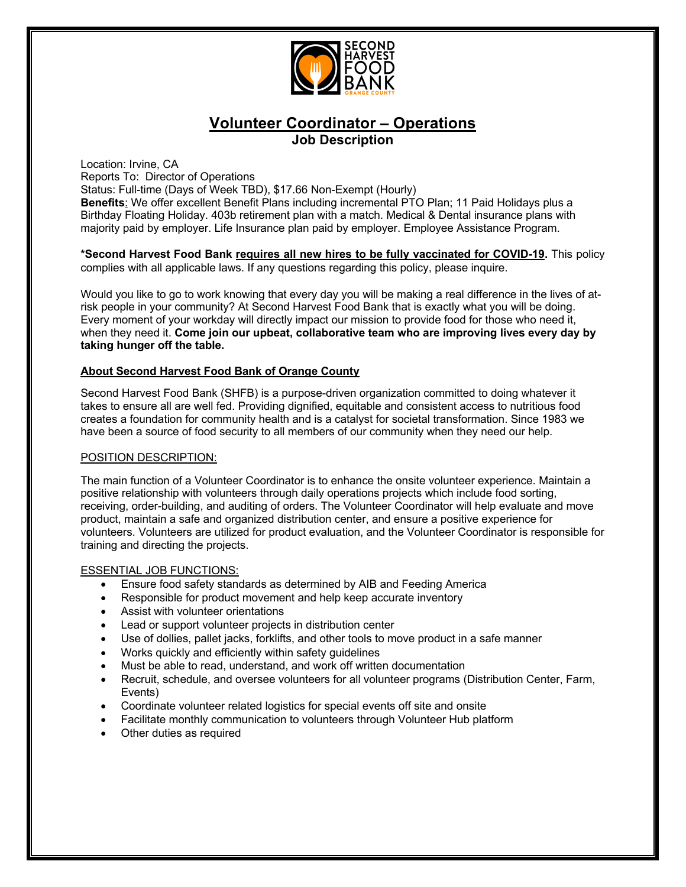# Volunteer Coordinator – Operations

## Job Description

Location: Irvine, CA
Reports To: Director of Operations
Status: Full-time (Days of Week TBD), $17.66 Non-Exempt (Hourly)
**Benefits**: We offer excellent Benefit Plans including incremental PTO Plan; 11 Paid Holidays plus a Birthday Floating Holiday. 403b retirement plan with a match. Medical & Dental insurance plans with majority paid by employer. Life Insurance plan paid by employer. Employee Assistance Program.

**\*Second Harvest Food Bank requires all new hires to be fully vaccinated for COVID-19.** This policy complies with all applicable laws. If any questions regarding this policy, please inquire.

Would you like to go to work knowing that every day you will be making a real difference in the lives of at-risk people in your community? At Second Harvest Food Bank that is exactly what you will be doing. Every moment of your workday will directly impact our mission to provide food for those who need it, when they need it. **Come join our upbeat, collaborative team who are improving lives every day by taking hunger off the table.**

**About Second Harvest Food Bank of Orange County**

Second Harvest Food Bank (SHFB) is a purpose-driven organization committed to doing whatever it takes to ensure all are well fed. Providing dignified, equitable and consistent access to nutritious food creates a foundation for community health and is a catalyst for societal transformation. Since 1983 we have been a source of food security to all members of our community when they need our help.

POSITION DESCRIPTION:

The main function of a Volunteer Coordinator is to enhance the onsite volunteer experience. Maintain a positive relationship with volunteers through daily operations projects which include food sorting, receiving, order-building, and auditing of orders. The Volunteer Coordinator will help evaluate and move product, maintain a safe and organized distribution center, and ensure a positive experience for volunteers. Volunteers are utilized for product evaluation, and the Volunteer Coordinator is responsible for training and directing the projects.

ESSENTIAL JOB FUNCTIONS:

- Ensure food safety standards as determined by AIB and Feeding America
- Responsible for product movement and help keep accurate inventory
- Assist with volunteer orientations
- Lead or support volunteer projects in distribution center
- Use of dollies, pallet jacks, forklifts, and other tools to move product in a safe manner
- Works quickly and efficiently within safety guidelines
- Must be able to read, understand, and work off written documentation
- Recruit, schedule, and oversee volunteers for all volunteer programs (Distribution Center, Farm, Events)
- Coordinate volunteer related logistics for special events off site and onsite
- Facilitate monthly communication to volunteers through Volunteer Hub platform
- Other duties as required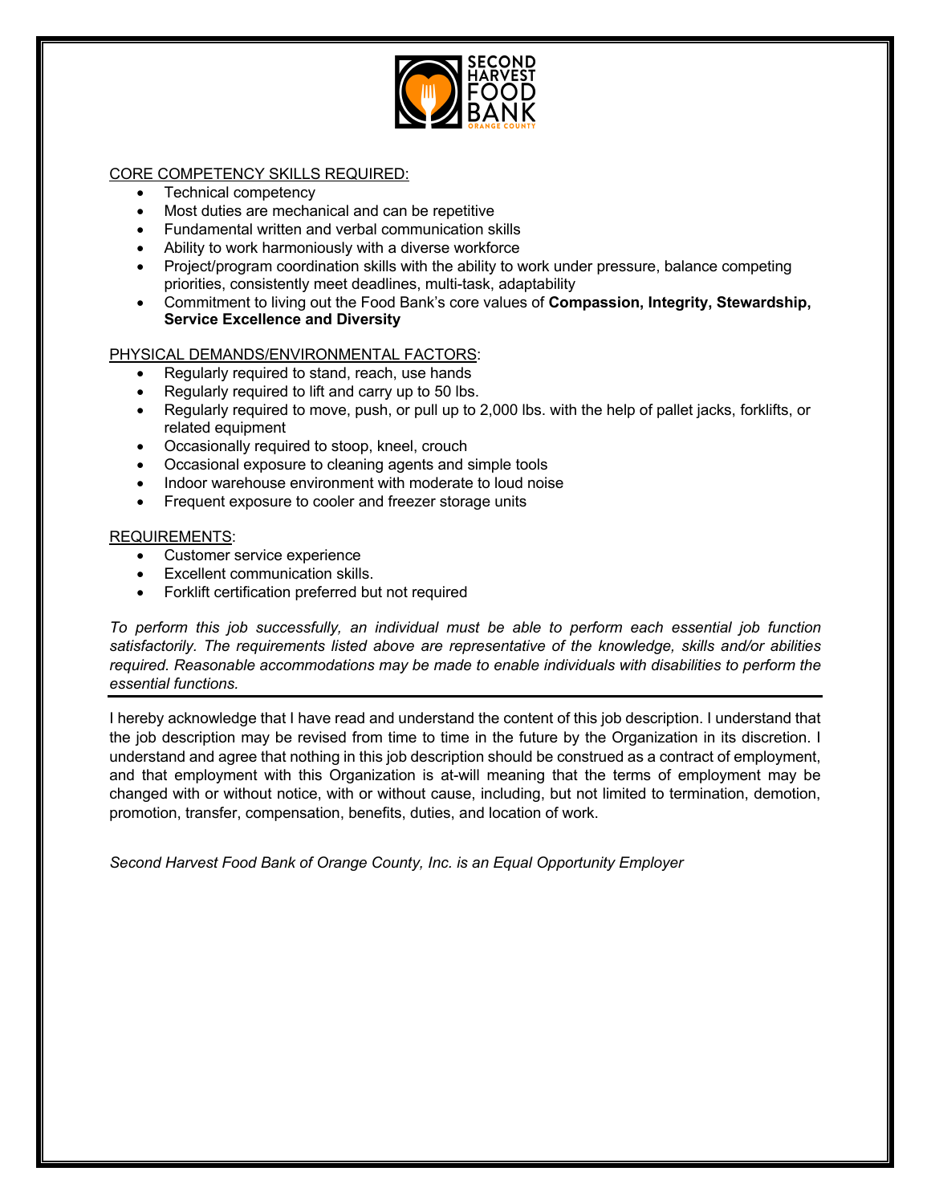CORE COMPETENCY SKILLS REQUIRED:

- Technical competency
- Most duties are mechanical and can be repetitive
- Fundamental written and verbal communication skills
- Ability to work harmoniously with a diverse workforce
- Project/program coordination skills with the ability to work under pressure, balance competing priorities, consistently meet deadlines, multi-task, adaptability
- Commitment to living out the Food Bank's core values of **Compassion, Integrity, Stewardship, Service Excellence and Diversity**

PHYSICAL DEMANDS/ENVIRONMENTAL FACTORS:

- Regularly required to stand, reach, use hands
- Regularly required to lift and carry up to 50 lbs.
- Regularly required to move, push, or pull up to 2,000 lbs. with the help of pallet jacks, forklifts, or related equipment
- Occasionally required to stoop, kneel, crouch
- Occasional exposure to cleaning agents and simple tools
- Indoor warehouse environment with moderate to loud noise
- Frequent exposure to cooler and freezer storage units

REQUIREMENTS:

- Customer service experience
- Excellent communication skills.
- Forklift certification preferred but not required

*To perform this job successfully, an individual must be able to perform each essential job function satisfactorily. The requirements listed above are representative of the knowledge, skills and/or abilities required. Reasonable accommodations may be made to enable individuals with disabilities to perform the essential functions.*

---

I hereby acknowledge that I have read and understand the content of this job description. I understand that the job description may be revised from time to time in the future by the Organization in its discretion. I understand and agree that nothing in this job description should be construed as a contract of employment, and that employment with this Organization is at-will meaning that the terms of employment may be changed with or without notice, with or without cause, including, but not limited to termination, demotion, promotion, transfer, compensation, benefits, duties, and location of work.

*Second Harvest Food Bank of Orange County, Inc. is an Equal Opportunity Employer*